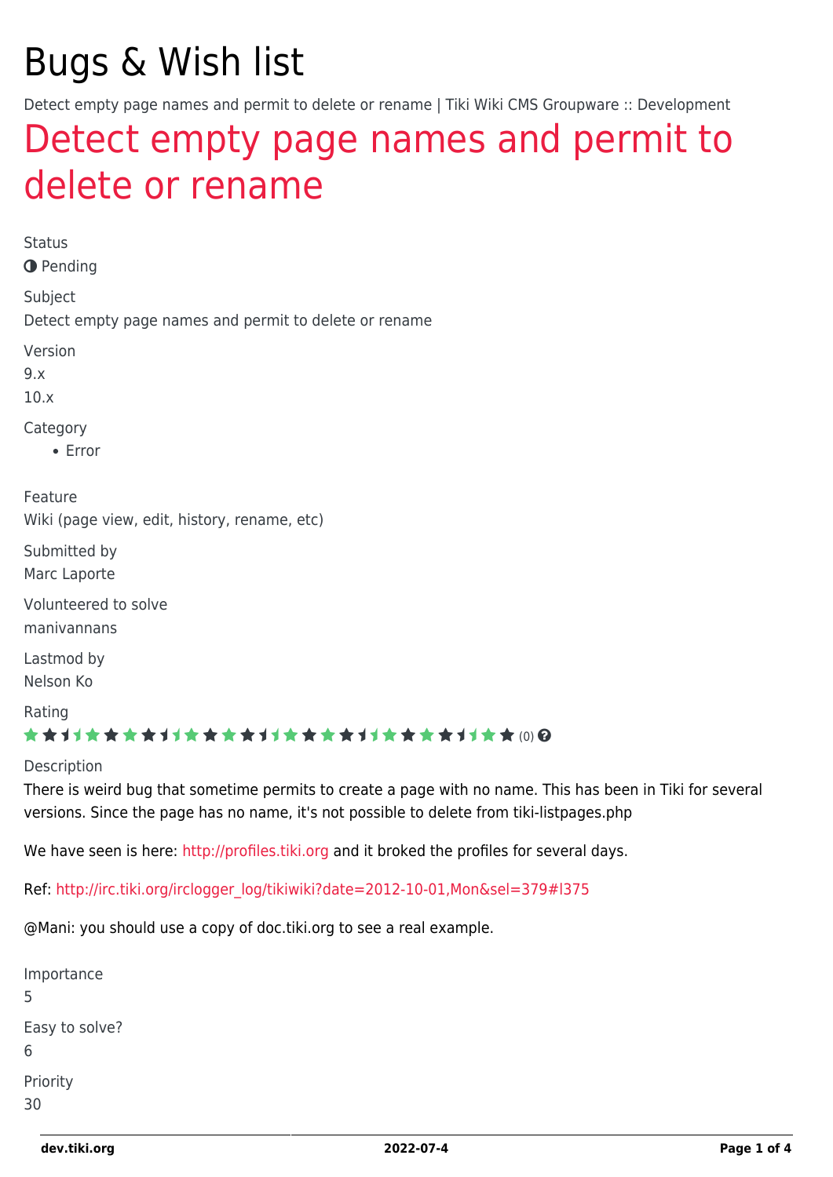# Bugs & Wish list

Detect empty page names and permit to delete or rename | Tiki Wiki CMS Groupware :: Development

## Detect empty page names and permit to delete or rename

Status

Pending

Subject

Detect empty page names and permit to delete or rename

Version

9.x

10.x

Category

- Error

Feature

Wiki (page view, edit, history, rename, etc)

Submitted by

Marc Laporte

Volunteered to solve

manivannans

Lastmod by

Nelson Ko

Rating

(0)

Description

There is weird bug that sometime permits to create a page with no name. This has been in Tiki for several versions. Since the page has no name, it's not possible to delete from tiki-listpages.php

We have seen is here: http://profiles.tiki.org and it broked the profiles for several days.

Ref: http://irc.tiki.org/irclogger_log/tikiwiki?date=2012-10-01,Mon&sel=379#l375

@Mani: you should use a copy of doc.tiki.org to see a real example.

Importance

5

Easy to solve?

6

Priority

30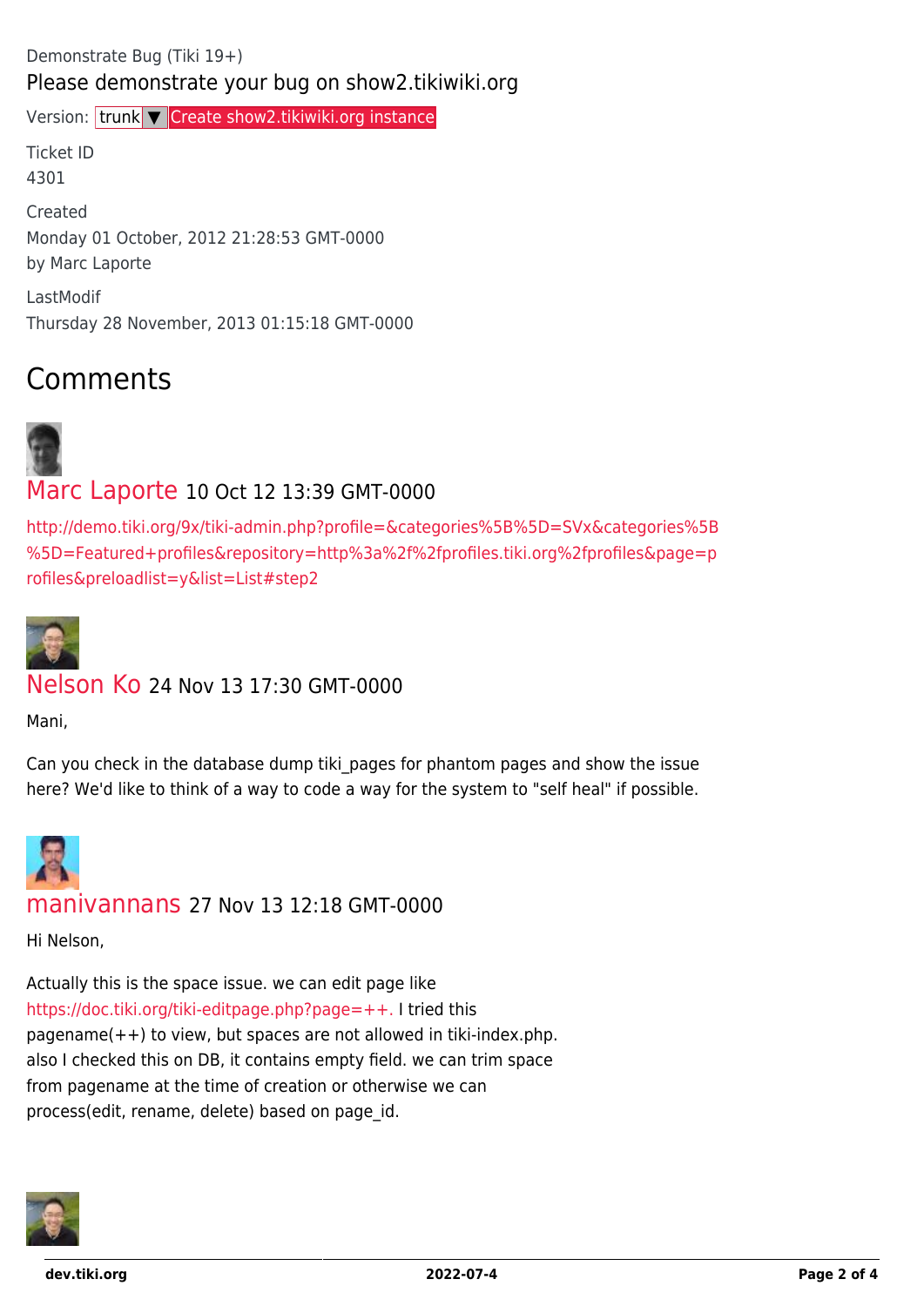Demonstrate Bug (Tiki 19+)

Please demonstrate your bug on show2.tikiwiki.org

Version: trunk ▼ Create show2.tikiwiki.org instance

Ticket ID
4301

Created
Monday 01 October, 2012 21:28:53 GMT-0000
by Marc Laporte

LastModif
Thursday 28 November, 2013 01:15:18 GMT-0000

## Comments

### Marc Laporte 10 Oct 12 13:39 GMT-0000

http://demo.tiki.org/9x/tiki-admin.php?profile=&categories%5B%5D=SVx&categories%5B%5D=Featured+profiles&repository=http%3a%2f%2fprofiles.tiki.org%2fprofiles&page=profiles&preloadlist=y&list=List#step2

### Nelson Ko 24 Nov 13 17:30 GMT-0000

Mani,

Can you check in the database dump tiki_pages for phantom pages and show the issue here? We'd like to think of a way to code a way for the system to "self heal" if possible.

### manivannans 27 Nov 13 12:18 GMT-0000

Hi Nelson,

Actually this is the space issue. we can edit page like https://doc.tiki.org/tiki-editpage.php?page=++. I tried this pagename(++) to view, but spaces are not allowed in tiki-index.php. also I checked this on DB, it contains empty field. we can trim space from pagename at the time of creation or otherwise we can process(edit, rename, delete) based on page_id.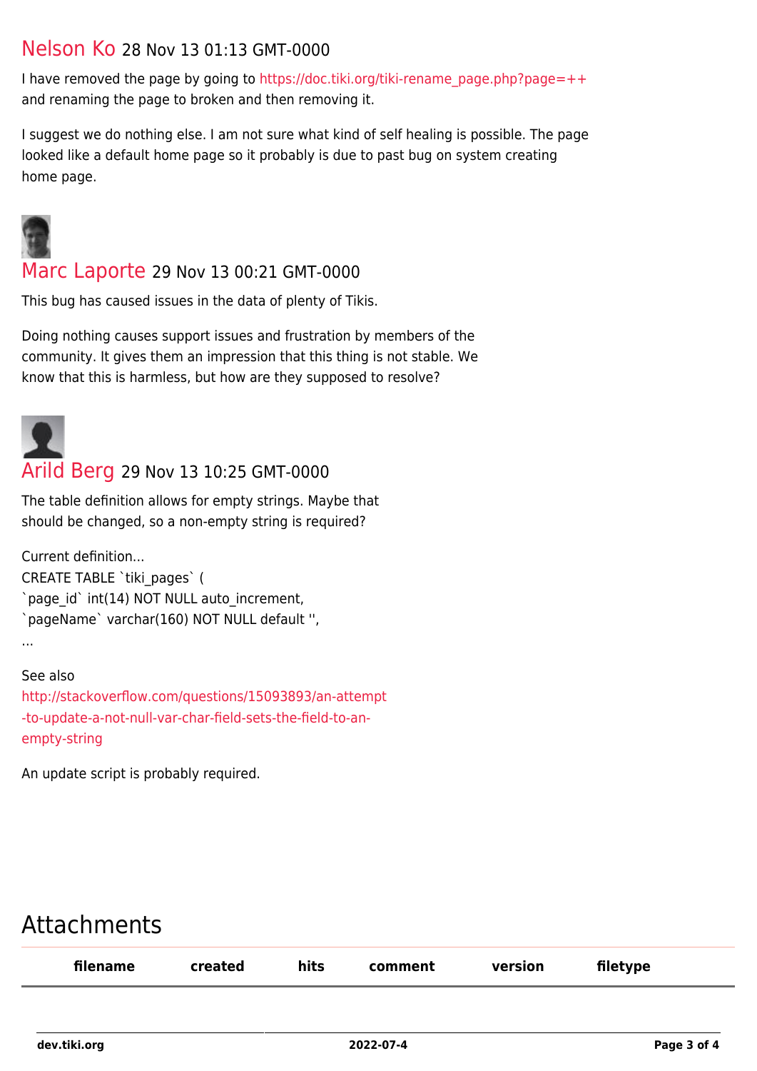Nelson Ko 28 Nov 13 01:13 GMT-0000

I have removed the page by going to https://doc.tiki.org/tiki-rename_page.php?page=++ and renaming the page to broken and then removing it.

I suggest we do nothing else. I am not sure what kind of self healing is possible. The page looked like a default home page so it probably is due to past bug on system creating home page.

Marc Laporte 29 Nov 13 00:21 GMT-0000

This bug has caused issues in the data of plenty of Tikis.

Doing nothing causes support issues and frustration by members of the community. It gives them an impression that this thing is not stable. We know that this is harmless, but how are they supposed to resolve?

Arild Berg 29 Nov 13 10:25 GMT-0000

The table definition allows for empty strings. Maybe that should be changed, so a non-empty string is required?

Current definition...
CREATE TABLE `tiki_pages` (
`page_id` int(14) NOT NULL auto_increment,
`pageName` varchar(160) NOT NULL default '',
...

See also
http://stackoverflow.com/questions/15093893/an-attempt-to-update-a-not-null-var-char-field-sets-the-field-to-an-empty-string

An update script is probably required.

# Attachments

| filename | created | hits | comment | version | filetype |
| --- | --- | --- | --- | --- | --- |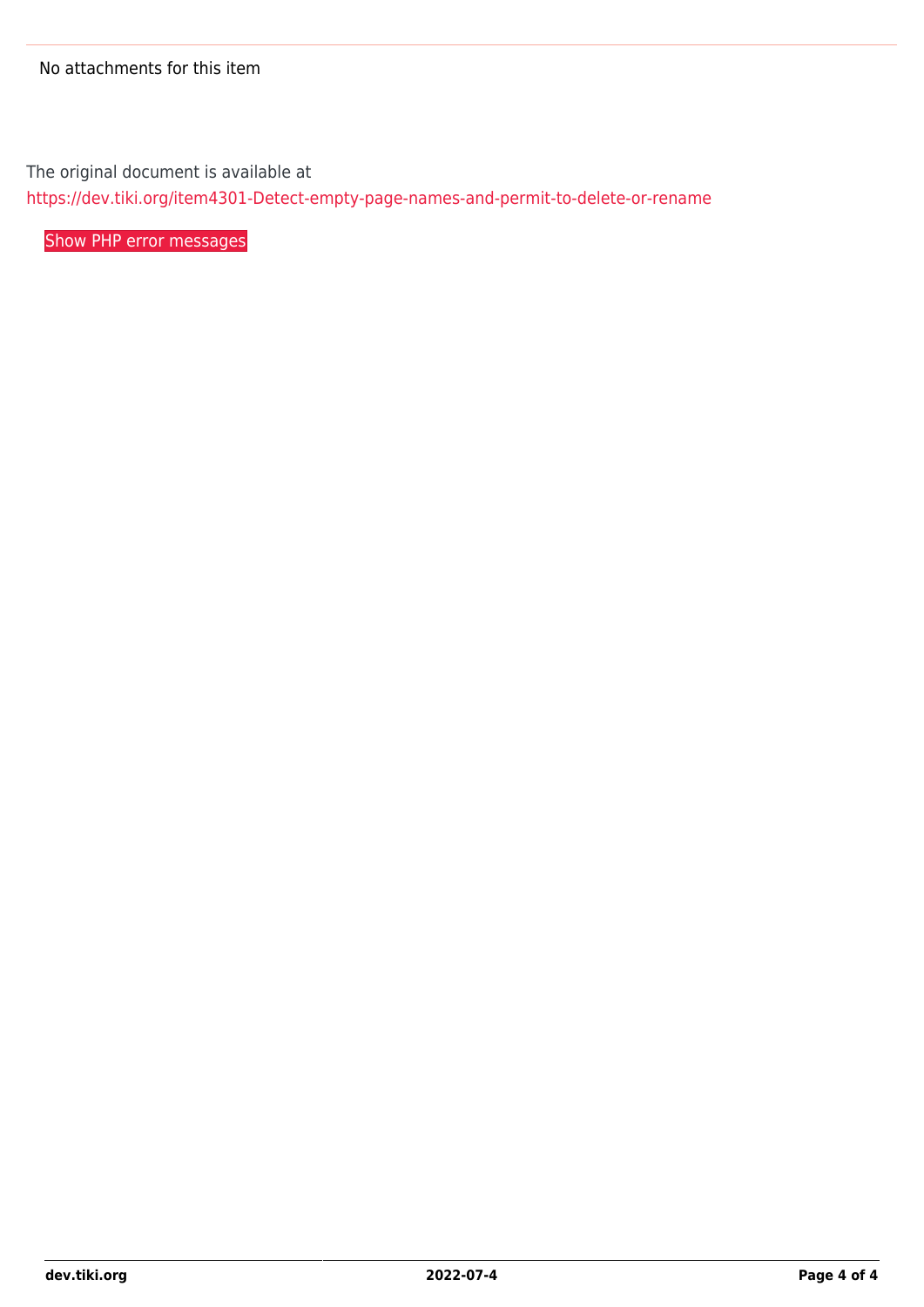No attachments for this item

The original document is available at
https://dev.tiki.org/item4301-Detect-empty-page-names-and-permit-to-delete-or-rename

Show PHP error messages